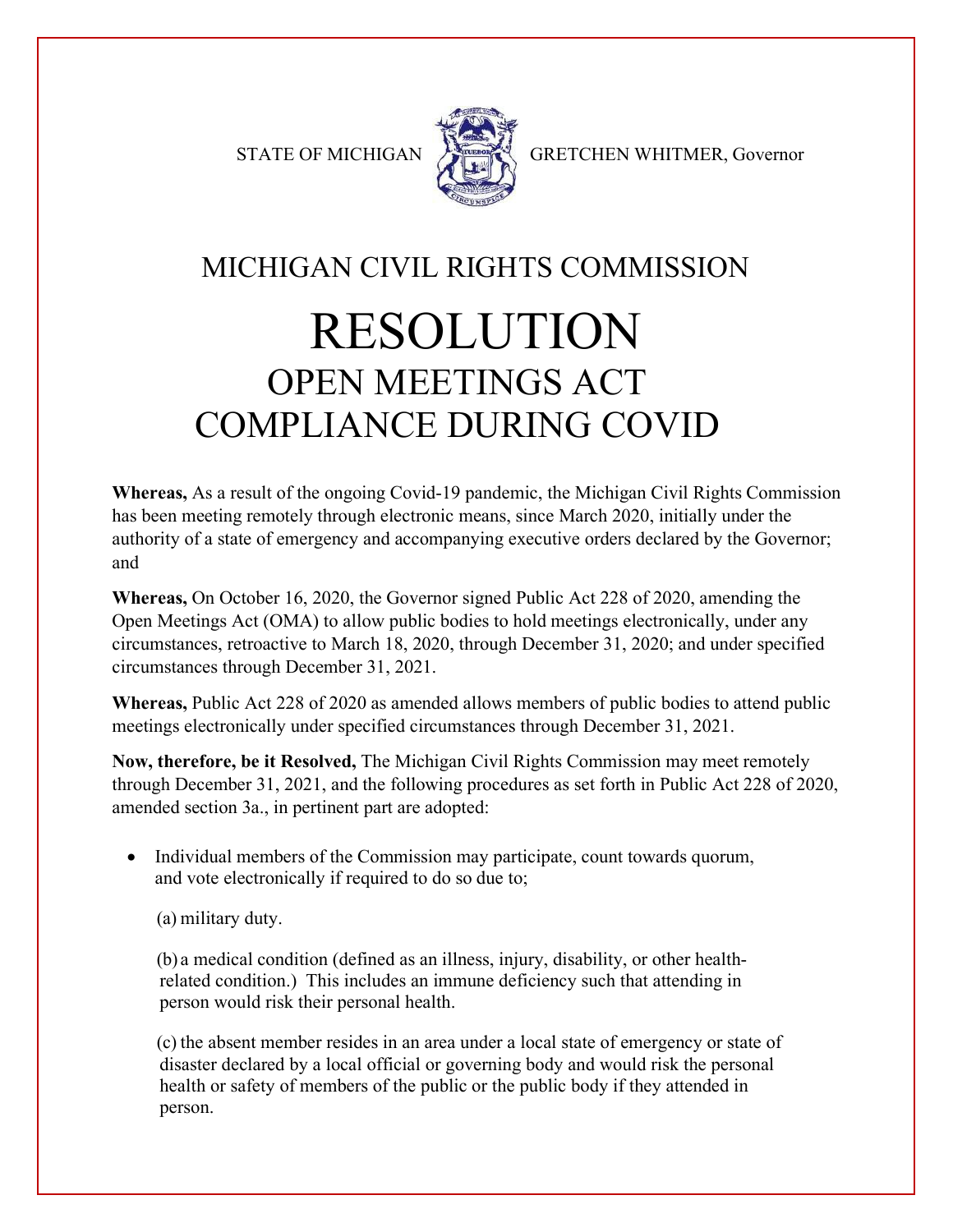STATE OF MICHIGAN GRETCHEN WHITMER, Governor

# MICHIGAN CIVIL RIGHTS COMMISSION

# RESOLUTION

## OPEN MEETINGS ACT COMPLIANCE DURING COVID

**Whereas,** As a result of the ongoing Covid-19 pandemic, the Michigan Civil Rights Commission has been meeting remotely through electronic means, since March 2020, initially under the authority of a state of emergency and accompanying executive orders declared by the Governor; and

**Whereas,** On October 16, 2020, the Governor signed Public Act 228 of 2020, amending the Open Meetings Act (OMA) to allow public bodies to hold meetings electronically, under any circumstances, retroactive to March 18, 2020, through December 31, 2020; and under specified circumstances through December 31, 2021.

**Whereas,** Public Act 228 of 2020 as amended allows members of public bodies to attend public meetings electronically under specified circumstances through December 31, 2021.

**Now, therefore, be it Resolved,** The Michigan Civil Rights Commission may meet remotely through December 31, 2021, and the following procedures as set forth in Public Act 228 of 2020, amended section 3a., in pertinent part are adopted:

- Individual members of the Commission may participate, count towards quorum, and vote electronically if required to do so due to;

  (a) military duty.

  (b) a medical condition (defined as an illness, injury, disability, or other health-related condition.) This includes an immune deficiency such that attending in person would risk their personal health.

  (c) the absent member resides in an area under a local state of emergency or state of disaster declared by a local official or governing body and would risk the personal health or safety of members of the public or the public body if they attended in person.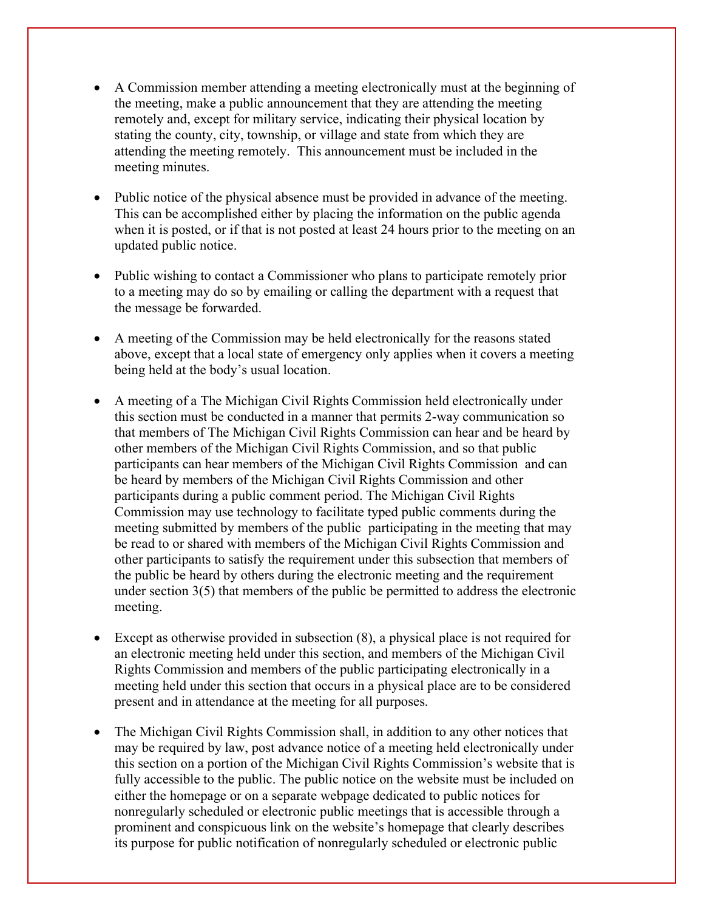- A Commission member attending a meeting electronically must at the beginning of the meeting, make a public announcement that they are attending the meeting remotely and, except for military service, indicating their physical location by stating the county, city, township, or village and state from which they are attending the meeting remotely. This announcement must be included in the meeting minutes.

- Public notice of the physical absence must be provided in advance of the meeting. This can be accomplished either by placing the information on the public agenda when it is posted, or if that is not posted at least 24 hours prior to the meeting on an updated public notice.

- Public wishing to contact a Commissioner who plans to participate remotely prior to a meeting may do so by emailing or calling the department with a request that the message be forwarded.

- A meeting of the Commission may be held electronically for the reasons stated above, except that a local state of emergency only applies when it covers a meeting being held at the body's usual location.

- A meeting of a The Michigan Civil Rights Commission held electronically under this section must be conducted in a manner that permits 2-way communication so that members of The Michigan Civil Rights Commission can hear and be heard by other members of the Michigan Civil Rights Commission, and so that public participants can hear members of the Michigan Civil Rights Commission and can be heard by members of the Michigan Civil Rights Commission and other participants during a public comment period. The Michigan Civil Rights Commission may use technology to facilitate typed public comments during the meeting submitted by members of the public participating in the meeting that may be read to or shared with members of the Michigan Civil Rights Commission and other participants to satisfy the requirement under this subsection that members of the public be heard by others during the electronic meeting and the requirement under section 3(5) that members of the public be permitted to address the electronic meeting.

- Except as otherwise provided in subsection (8), a physical place is not required for an electronic meeting held under this section, and members of the Michigan Civil Rights Commission and members of the public participating electronically in a meeting held under this section that occurs in a physical place are to be considered present and in attendance at the meeting for all purposes.

- The Michigan Civil Rights Commission shall, in addition to any other notices that may be required by law, post advance notice of a meeting held electronically under this section on a portion of the Michigan Civil Rights Commission's website that is fully accessible to the public. The public notice on the website must be included on either the homepage or on a separate webpage dedicated to public notices for nonregularly scheduled or electronic public meetings that is accessible through a prominent and conspicuous link on the website's homepage that clearly describes its purpose for public notification of nonregularly scheduled or electronic public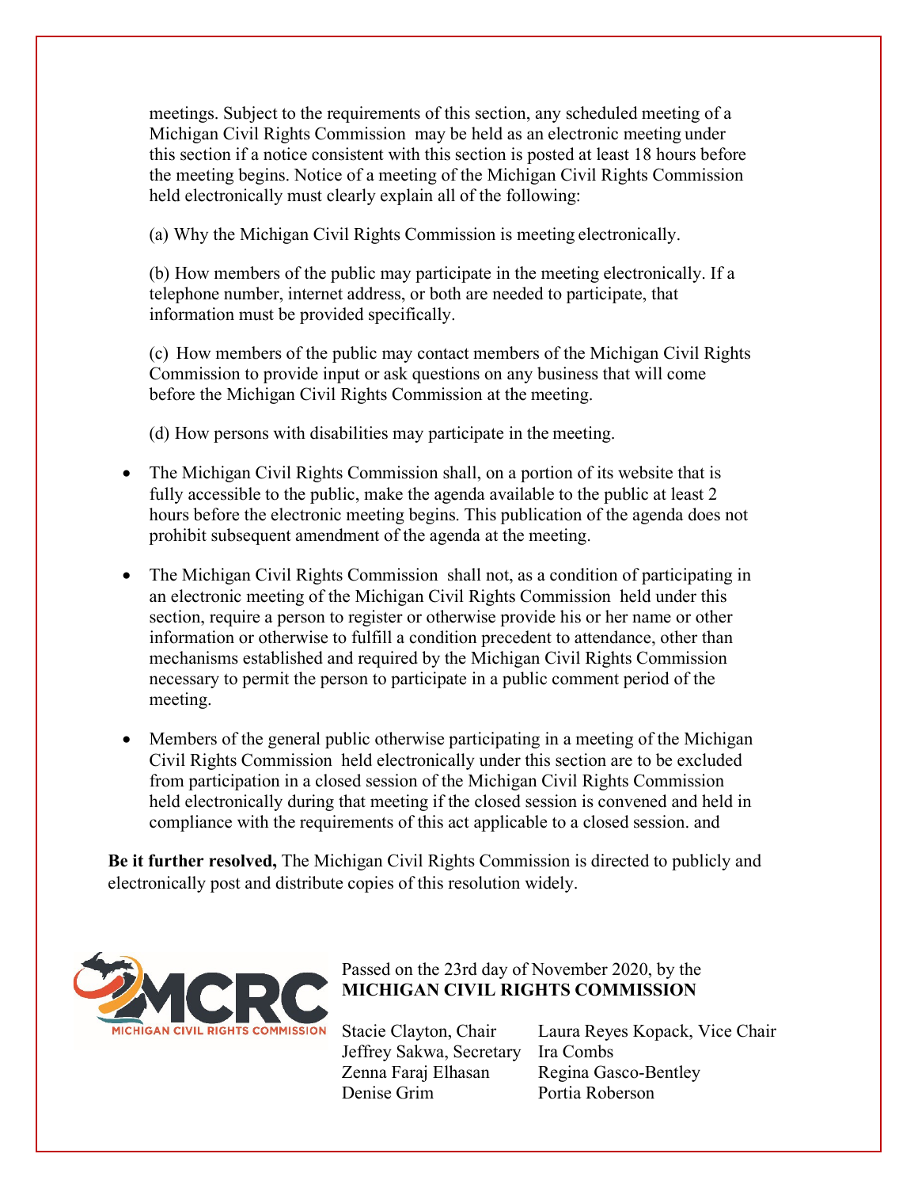meetings. Subject to the requirements of this section, any scheduled meeting of a Michigan Civil Rights Commission may be held as an electronic meeting under this section if a notice consistent with this section is posted at least 18 hours before the meeting begins. Notice of a meeting of the Michigan Civil Rights Commission held electronically must clearly explain all of the following:

(a) Why the Michigan Civil Rights Commission is meeting electronically.

(b) How members of the public may participate in the meeting electronically. If a telephone number, internet address, or both are needed to participate, that information must be provided specifically.

(c) How members of the public may contact members of the Michigan Civil Rights Commission to provide input or ask questions on any business that will come before the Michigan Civil Rights Commission at the meeting.

(d) How persons with disabilities may participate in the meeting.

- The Michigan Civil Rights Commission shall, on a portion of its website that is fully accessible to the public, make the agenda available to the public at least 2 hours before the electronic meeting begins. This publication of the agenda does not prohibit subsequent amendment of the agenda at the meeting.

- The Michigan Civil Rights Commission shall not, as a condition of participating in an electronic meeting of the Michigan Civil Rights Commission held under this section, require a person to register or otherwise provide his or her name or other information or otherwise to fulfill a condition precedent to attendance, other than mechanisms established and required by the Michigan Civil Rights Commission necessary to permit the person to participate in a public comment period of the meeting.

- Members of the general public otherwise participating in a meeting of the Michigan Civil Rights Commission held electronically under this section are to be excluded from participation in a closed session of the Michigan Civil Rights Commission held electronically during that meeting if the closed session is convened and held in compliance with the requirements of this act applicable to a closed session. and

**Be it further resolved,** The Michigan Civil Rights Commission is directed to publicly and electronically post and distribute copies of this resolution widely.

MCRC
MICHIGAN CIVIL RIGHTS COMMISSION

Passed on the 23rd day of November 2020, by the
**MICHIGAN CIVIL RIGHTS COMMISSION**

Stacie Clayton, Chair
Laura Reyes Kopack, Vice Chair
Jeffrey Sakwa, Secretary
Ira Combs
Zenna Faraj Elhasan
Regina Gasco-Bentley
Denise Grim
Portia Roberson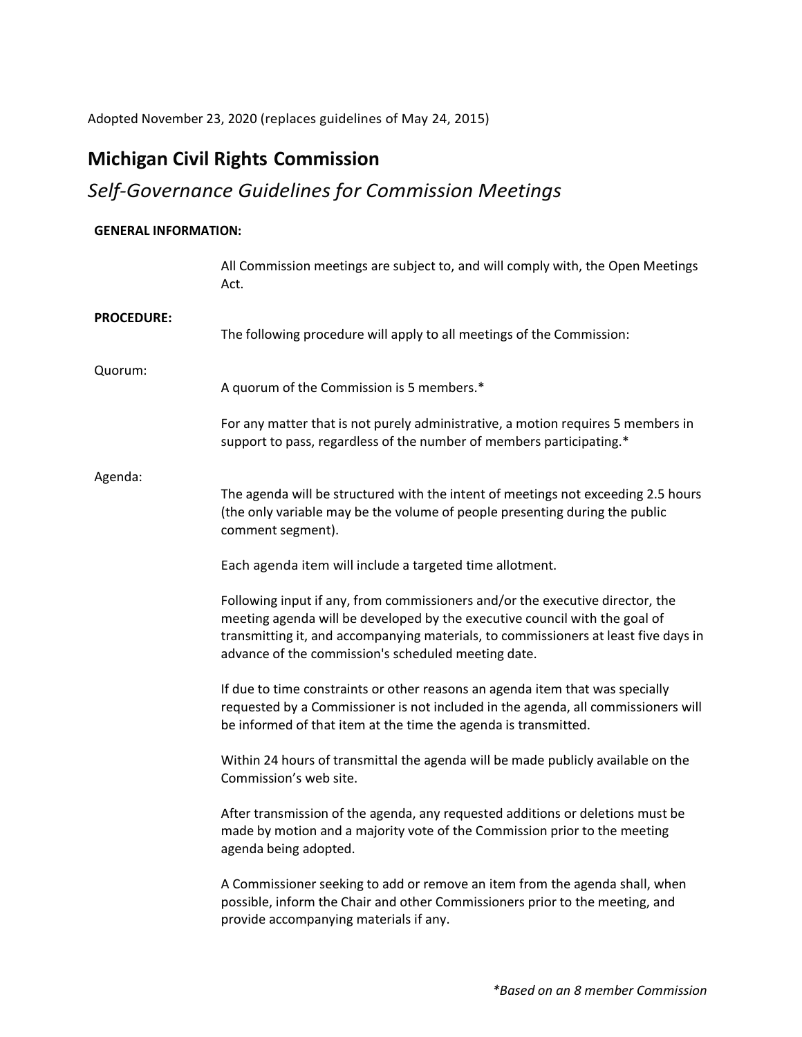Adopted November 23, 2020 (replaces guidelines of May 24, 2015)

# Michigan Civil Rights Commission

## *Self-Governance Guidelines for Commission Meetings*

**GENERAL INFORMATION:**

All Commission meetings are subject to, and will comply with, the Open Meetings Act.

**PROCEDURE:**

The following procedure will apply to all meetings of the Commission:

Quorum:

A quorum of the Commission is 5 members.*

For any matter that is not purely administrative, a motion requires 5 members in support to pass, regardless of the number of members participating.*

Agenda:

The agenda will be structured with the intent of meetings not exceeding 2.5 hours (the only variable may be the volume of people presenting during the public comment segment).

Each agenda item will include a targeted time allotment.

Following input if any, from commissioners and/or the executive director, the meeting agenda will be developed by the executive council with the goal of transmitting it, and accompanying materials, to commissioners at least five days in advance of the commission's scheduled meeting date.

If due to time constraints or other reasons an agenda item that was specially requested by a Commissioner is not included in the agenda, all commissioners will be informed of that item at the time the agenda is transmitted.

Within 24 hours of transmittal the agenda will be made publicly available on the Commission's web site.

After transmission of the agenda, any requested additions or deletions must be made by motion and a majority vote of the Commission prior to the meeting agenda being adopted.

A Commissioner seeking to add or remove an item from the agenda shall, when possible, inform the Chair and other Commissioners prior to the meeting, and provide accompanying materials if any.

**Based on an 8 member Commission*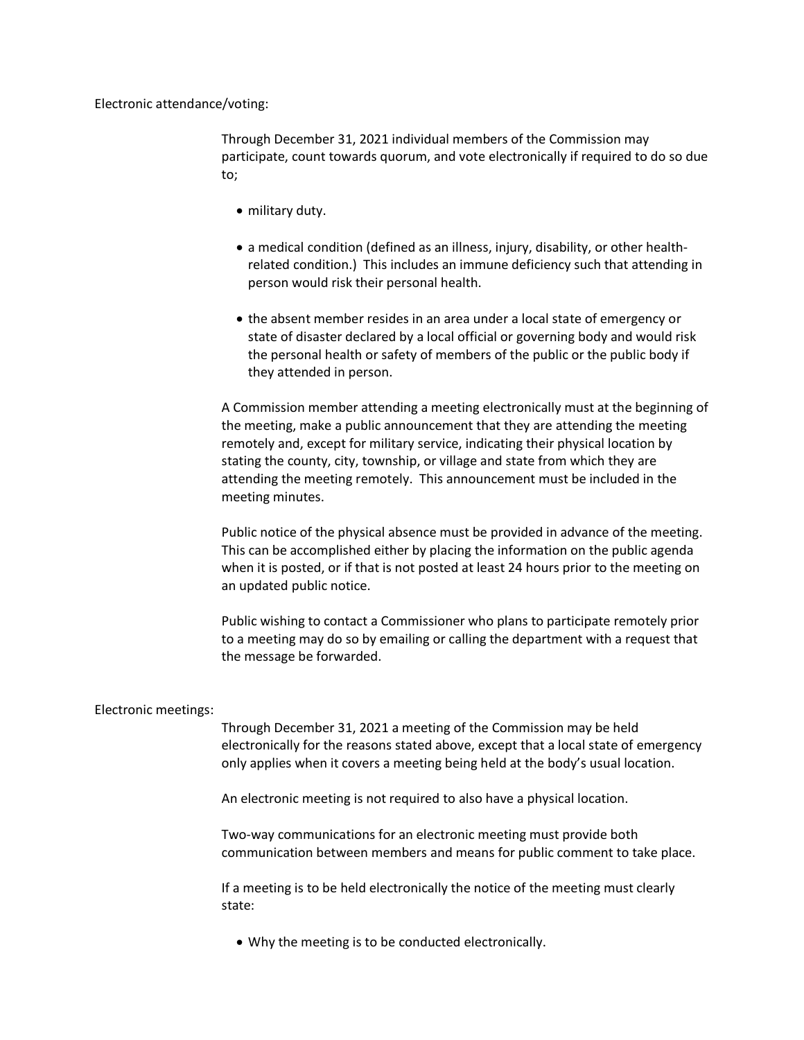Electronic attendance/voting:

Through December 31, 2021 individual members of the Commission may participate, count towards quorum, and vote electronically if required to do so due to;

- military duty.
- a medical condition (defined as an illness, injury, disability, or other health-related condition.) This includes an immune deficiency such that attending in person would risk their personal health.
- the absent member resides in an area under a local state of emergency or state of disaster declared by a local official or governing body and would risk the personal health or safety of members of the public or the public body if they attended in person.

A Commission member attending a meeting electronically must at the beginning of the meeting, make a public announcement that they are attending the meeting remotely and, except for military service, indicating their physical location by stating the county, city, township, or village and state from which they are attending the meeting remotely. This announcement must be included in the meeting minutes.

Public notice of the physical absence must be provided in advance of the meeting. This can be accomplished either by placing the information on the public agenda when it is posted, or if that is not posted at least 24 hours prior to the meeting on an updated public notice.

Public wishing to contact a Commissioner who plans to participate remotely prior to a meeting may do so by emailing or calling the department with a request that the message be forwarded.

Electronic meetings:

Through December 31, 2021 a meeting of the Commission may be held electronically for the reasons stated above, except that a local state of emergency only applies when it covers a meeting being held at the body's usual location.

An electronic meeting is not required to also have a physical location.

Two-way communications for an electronic meeting must provide both communication between members and means for public comment to take place.

If a meeting is to be held electronically the notice of the meeting must clearly state:

- Why the meeting is to be conducted electronically.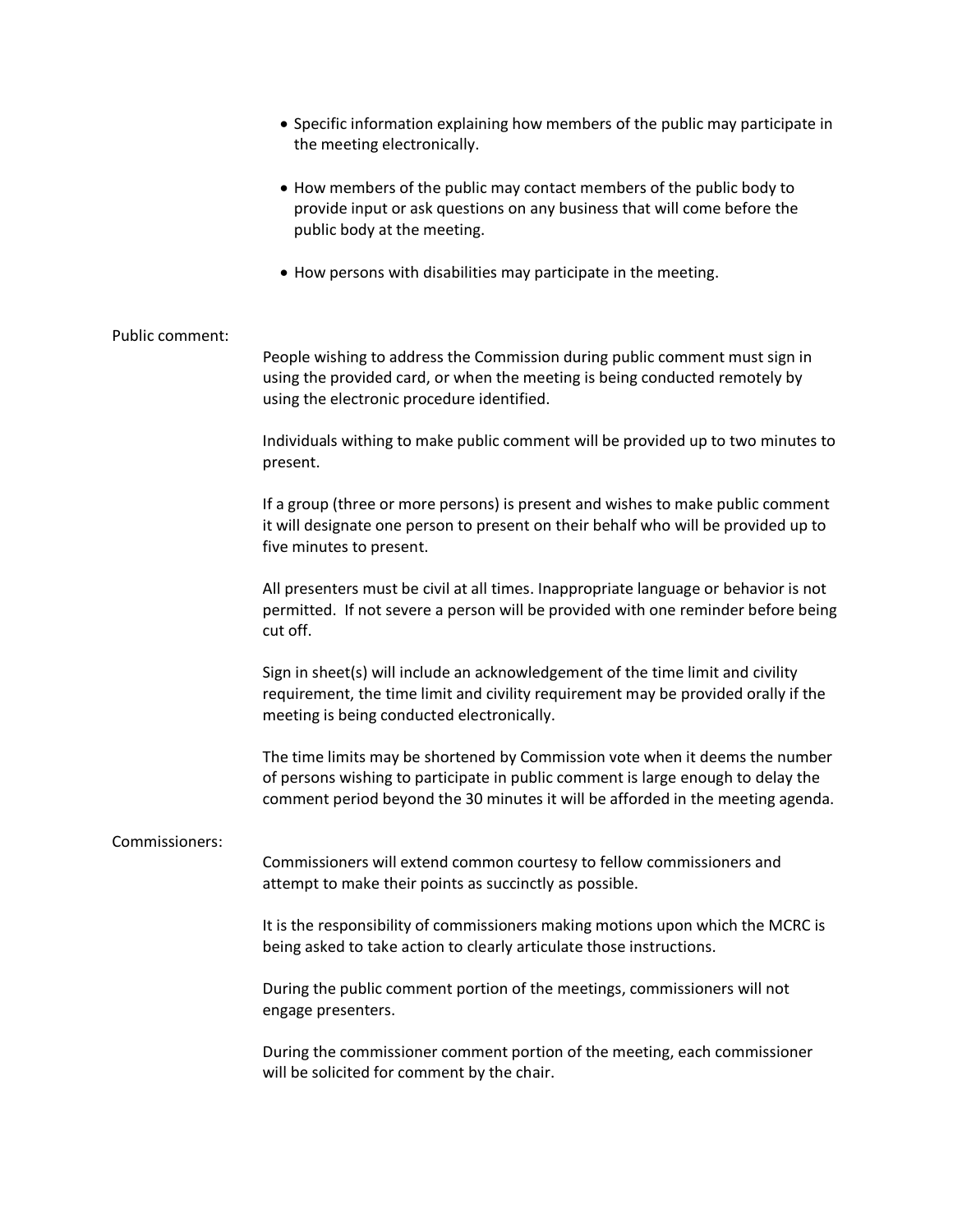- Specific information explaining how members of the public may participate in the meeting electronically.

- How members of the public may contact members of the public body to provide input or ask questions on any business that will come before the public body at the meeting.

- How persons with disabilities may participate in the meeting.

Public comment:

People wishing to address the Commission during public comment must sign in using the provided card, or when the meeting is being conducted remotely by using the electronic procedure identified.

Individuals withing to make public comment will be provided up to two minutes to present.

If a group (three or more persons) is present and wishes to make public comment it will designate one person to present on their behalf who will be provided up to five minutes to present.

All presenters must be civil at all times. Inappropriate language or behavior is not permitted. If not severe a person will be provided with one reminder before being cut off.

Sign in sheet(s) will include an acknowledgement of the time limit and civility requirement, the time limit and civility requirement may be provided orally if the meeting is being conducted electronically.

The time limits may be shortened by Commission vote when it deems the number of persons wishing to participate in public comment is large enough to delay the comment period beyond the 30 minutes it will be afforded in the meeting agenda.

Commissioners:

Commissioners will extend common courtesy to fellow commissioners and attempt to make their points as succinctly as possible.

It is the responsibility of commissioners making motions upon which the MCRC is being asked to take action to clearly articulate those instructions.

During the public comment portion of the meetings, commissioners will not engage presenters.

During the commissioner comment portion of the meeting, each commissioner will be solicited for comment by the chair.